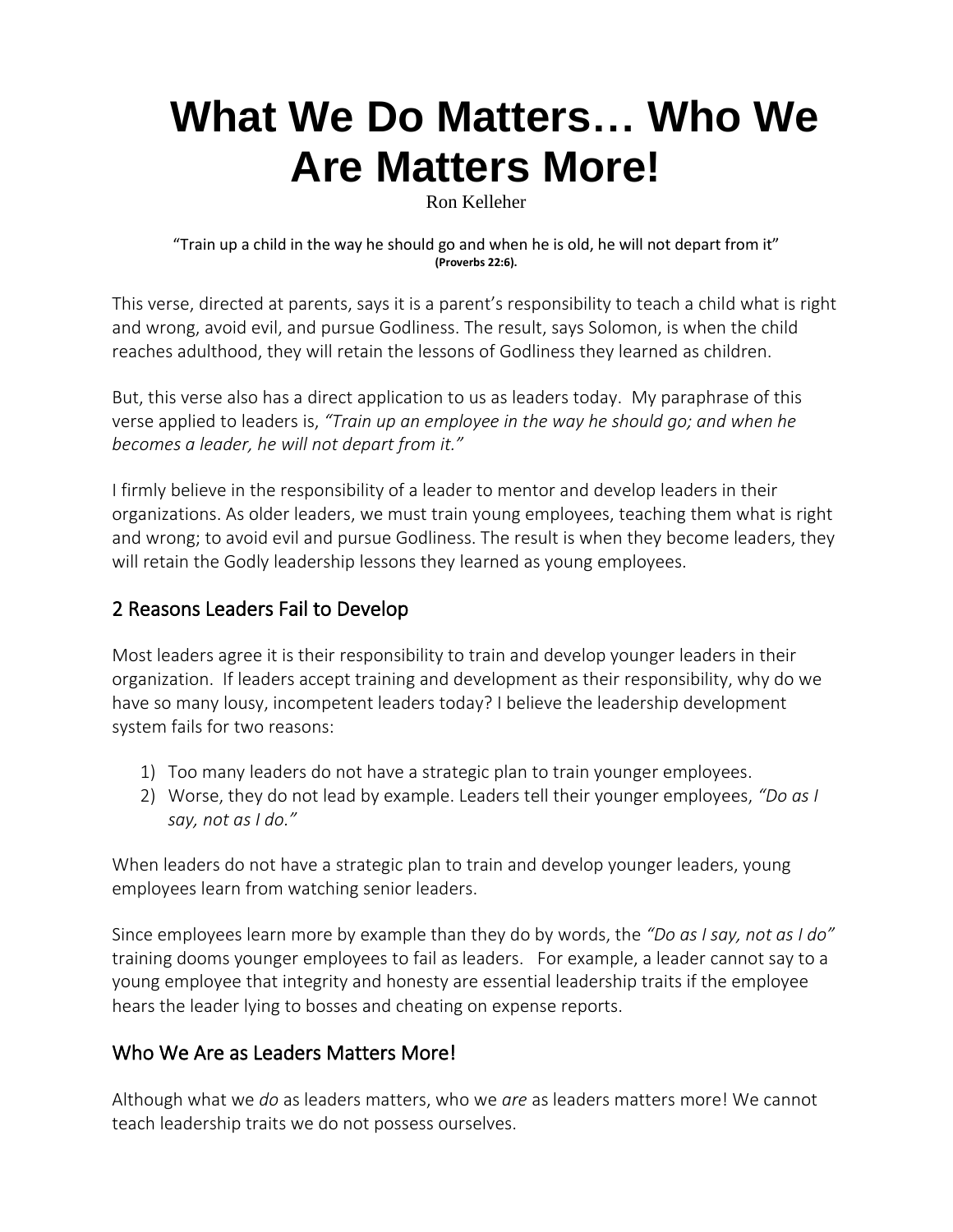# What We Do Matters… Who We Are Matters More!

Ron Kelleher

"Train up a child in the way he should go and when he is old, he will not depart from it"
**(Proverbs 22:6).**

This verse, directed at parents, says it is a parent's responsibility to teach a child what is right and wrong, avoid evil, and pursue Godliness. The result, says Solomon, is when the child reaches adulthood, they will retain the lessons of Godliness they learned as children.

But, this verse also has a direct application to us as leaders today. My paraphrase of this verse applied to leaders is, *"Train up an employee in the way he should go; and when he becomes a leader, he will not depart from it."*

I firmly believe in the responsibility of a leader to mentor and develop leaders in their organizations. As older leaders, we must train young employees, teaching them what is right and wrong; to avoid evil and pursue Godliness. The result is when they become leaders, they will retain the Godly leadership lessons they learned as young employees.

## 2 Reasons Leaders Fail to Develop

Most leaders agree it is their responsibility to train and develop younger leaders in their organization. If leaders accept training and development as their responsibility, why do we have so many lousy, incompetent leaders today? I believe the leadership development system fails for two reasons:

1) Too many leaders do not have a strategic plan to train younger employees.
2) Worse, they do not lead by example. Leaders tell their younger employees, *"Do as I say, not as I do."*

When leaders do not have a strategic plan to train and develop younger leaders, young employees learn from watching senior leaders.

Since employees learn more by example than they do by words, the *"Do as I say, not as I do"* training dooms younger employees to fail as leaders. For example, a leader cannot say to a young employee that integrity and honesty are essential leadership traits if the employee hears the leader lying to bosses and cheating on expense reports.

## Who We Are as Leaders Matters More!

Although what we *do* as leaders matters, who we *are* as leaders matters more! We cannot teach leadership traits we do not possess ourselves.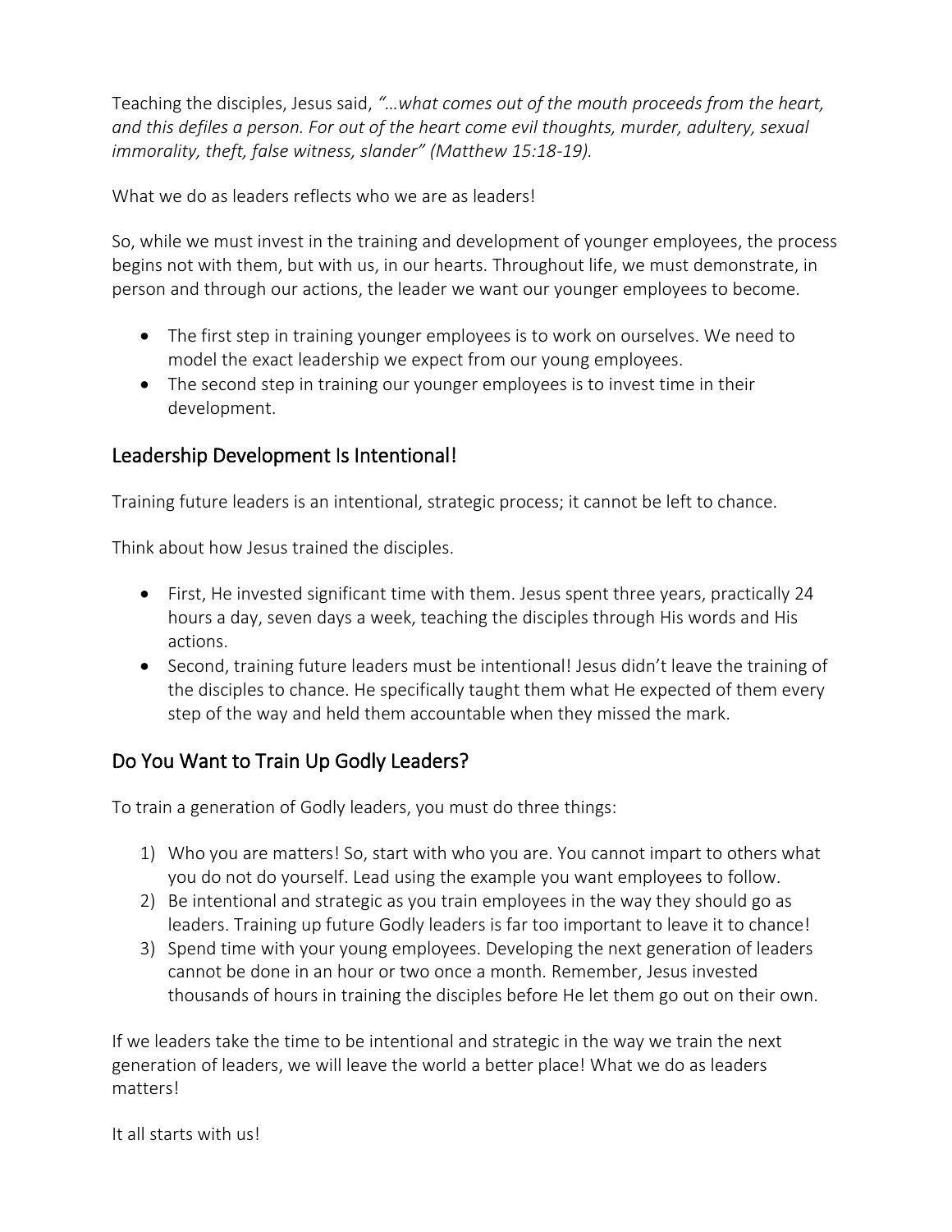Teaching the disciples, Jesus said, *"…what comes out of the mouth proceeds from the heart, and this defiles a person. For out of the heart come evil thoughts, murder, adultery, sexual immorality, theft, false witness, slander" (Matthew 15:18-19).*

What we do as leaders reflects who we are as leaders!

So, while we must invest in the training and development of younger employees, the process begins not with them, but with us, in our hearts. Throughout life, we must demonstrate, in person and through our actions, the leader we want our younger employees to become.

- The first step in training younger employees is to work on ourselves. We need to model the exact leadership we expect from our young employees.
- The second step in training our younger employees is to invest time in their development.

## Leadership Development Is Intentional!

Training future leaders is an intentional, strategic process; it cannot be left to chance.

Think about how Jesus trained the disciples.

- First, He invested significant time with them. Jesus spent three years, practically 24 hours a day, seven days a week, teaching the disciples through His words and His actions.
- Second, training future leaders must be intentional! Jesus didn't leave the training of the disciples to chance. He specifically taught them what He expected of them every step of the way and held them accountable when they missed the mark.

## Do You Want to Train Up Godly Leaders?

To train a generation of Godly leaders, you must do three things:

1) Who you are matters! So, start with who you are. You cannot impart to others what you do not do yourself. Lead using the example you want employees to follow.
2) Be intentional and strategic as you train employees in the way they should go as leaders. Training up future Godly leaders is far too important to leave it to chance!
3) Spend time with your young employees. Developing the next generation of leaders cannot be done in an hour or two once a month. Remember, Jesus invested thousands of hours in training the disciples before He let them go out on their own.

If we leaders take the time to be intentional and strategic in the way we train the next generation of leaders, we will leave the world a better place! What we do as leaders matters!

It all starts with us!